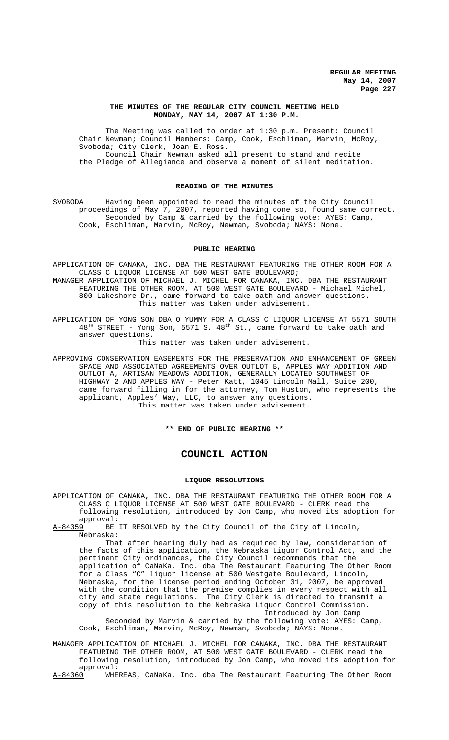**REGULAR MEETING**
**May 14, 2007**

## THE MINUTES OF THE REGULAR CITY COUNCIL MEETING HELD MONDAY, MAY 14, 2007 AT 1:30 P.M.

The Meeting was called to order at 1:30 p.m. Present: Council Chair Newman; Council Members: Camp, Cook, Eschliman, Marvin, McRoy, Svoboda; City Clerk, Joan E. Ross.

Council Chair Newman asked all present to stand and recite the Pledge of Allegiance and observe a moment of silent meditation.

### READING OF THE MINUTES

SVOBODA Having been appointed to read the minutes of the City Council proceedings of May 7, 2007, reported having done so, found same correct.

Seconded by Camp & carried by the following vote: AYES: Camp, Cook, Eschliman, Marvin, McRoy, Newman, Svoboda; NAYS: None.

### PUBLIC HEARING

APPLICATION OF CANAKA, INC. DBA THE RESTAURANT FEATURING THE OTHER ROOM FOR A CLASS C LIQUOR LICENSE AT 500 WEST GATE BOULEVARD;

MANAGER APPLICATION OF MICHAEL J. MICHEL FOR CANAKA, INC. DBA THE RESTAURANT FEATURING THE OTHER ROOM, AT 500 WEST GATE BOULEVARD - Michael Michel, 800 Lakeshore Dr., came forward to take oath and answer questions.

This matter was taken under advisement.

APPLICATION OF YONG SON DBA O YUMMY FOR A CLASS C LIQUOR LICENSE AT 5571 SOUTH $48^{TH}$ STREET - Yong Son, 5571 S. $48^{th}$ St., came forward to take oath and answer questions.

This matter was taken under advisement.

APPROVING CONSERVATION EASEMENTS FOR THE PRESERVATION AND ENHANCEMENT OF GREEN SPACE AND ASSOCIATED AGREEMENTS OVER OUTLOT B, APPLES WAY ADDITION AND OUTLOT A, ARTISAN MEADOWS ADDITION, GENERALLY LOCATED SOUTHWEST OF HIGHWAY 2 AND APPLES WAY - Peter Katt, 1045 Lincoln Mall, Suite 200, came forward filling in for the attorney, Tom Huston, who represents the applicant, Apples' Way, LLC, to answer any questions.

This matter was taken under advisement.

**\*\* END OF PUBLIC HEARING \*\***

# COUNCIL ACTION

### LIQUOR RESOLUTIONS

APPLICATION OF CANAKA, INC. DBA THE RESTAURANT FEATURING THE OTHER ROOM FOR A CLASS C LIQUOR LICENSE AT 500 WEST GATE BOULEVARD - CLERK read the following resolution, introduced by Jon Camp, who moved its adoption for approval:

A-84359 BE IT RESOLVED by the City Council of the City of Lincoln, Nebraska:

That after hearing duly had as required by law, consideration of the facts of this application, the Nebraska Liquor Control Act, and the pertinent City ordinances, the City Council recommends that the application of CaNaKa, Inc. dba The Restaurant Featuring The Other Room for a Class "C" liquor license at 500 Westgate Boulevard, Lincoln, Nebraska, for the license period ending October 31, 2007, be approved with the condition that the premise complies in every respect with all city and state regulations. The City Clerk is directed to transmit a copy of this resolution to the Nebraska Liquor Control Commission.

Introduced by Jon Camp

Seconded by Marvin & carried by the following vote: AYES: Camp, Cook, Eschliman, Marvin, McRoy, Newman, Svoboda; NAYS: None.

MANAGER APPLICATION OF MICHAEL J. MICHEL FOR CANAKA, INC. DBA THE RESTAURANT FEATURING THE OTHER ROOM, AT 500 WEST GATE BOULEVARD - CLERK read the following resolution, introduced by Jon Camp, who moved its adoption for approval:

A-84360 WHEREAS, CaNaKa, Inc. dba The Restaurant Featuring The Other Room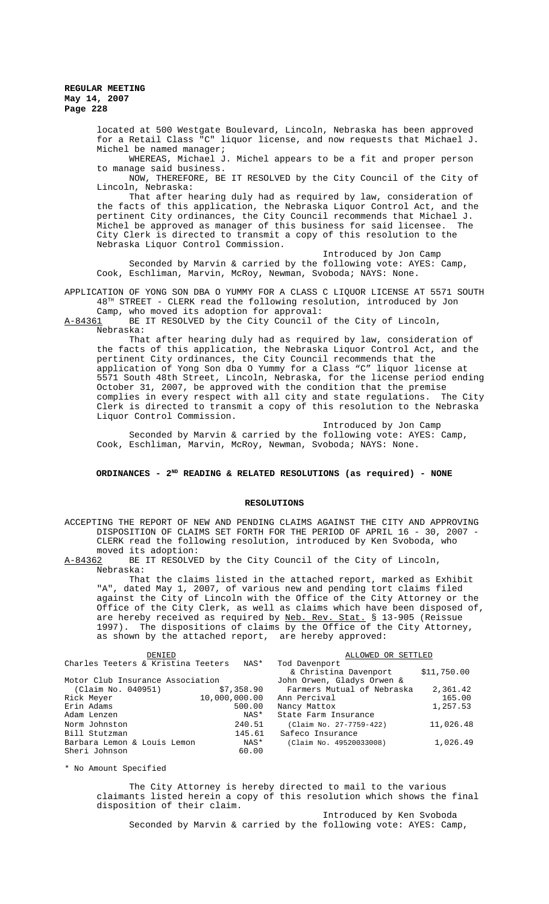located at 500 Westgate Boulevard, Lincoln, Nebraska has been approved for a Retail Class "C" liquor license, and now requests that Michael J. Michel be named manager;

WHEREAS, Michael J. Michel appears to be a fit and proper person to manage said business.

NOW, THEREFORE, BE IT RESOLVED by the City Council of the City of Lincoln, Nebraska:

That after hearing duly had as required by law, consideration of the facts of this application, the Nebraska Liquor Control Act, and the pertinent City ordinances, the City Council recommends that Michael J. Michel be approved as manager of this business for said licensee. The City Clerk is directed to transmit a copy of this resolution to the Nebraska Liquor Control Commission.

Introduced by Jon Camp

Seconded by Marvin & carried by the following vote: AYES: Camp, Cook, Eschliman, Marvin, McRoy, Newman, Svoboda; NAYS: None.

APPLICATION OF YONG SON DBA O YUMMY FOR A CLASS C LIQUOR LICENSE AT 5571 SOUTH 48TH STREET - CLERK read the following resolution, introduced by Jon Camp, who moved its adoption for approval:

A-84361 BE IT RESOLVED by the City Council of the City of Lincoln, Nebraska:

That after hearing duly had as required by law, consideration of the facts of this application, the Nebraska Liquor Control Act, and the pertinent City ordinances, the City Council recommends that the application of Yong Son dba O Yummy for a Class "C" liquor license at 5571 South 48th Street, Lincoln, Nebraska, for the license period ending October 31, 2007, be approved with the condition that the premise complies in every respect with all city and state regulations. The City Clerk is directed to transmit a copy of this resolution to the Nebraska Liquor Control Commission.

Introduced by Jon Camp

Seconded by Marvin & carried by the following vote: AYES: Camp, Cook, Eschliman, Marvin, McRoy, Newman, Svoboda; NAYS: None.

## ORDINANCES - 2ND READING & RELATED RESOLUTIONS (as required) - NONE

## RESOLUTIONS

ACCEPTING THE REPORT OF NEW AND PENDING CLAIMS AGAINST THE CITY AND APPROVING DISPOSITION OF CLAIMS SET FORTH FOR THE PERIOD OF APRIL 16 - 30, 2007 - CLERK read the following resolution, introduced by Ken Svoboda, who moved its adoption:

A-84362 BE IT RESOLVED by the City Council of the City of Lincoln, Nebraska:

That the claims listed in the attached report, marked as Exhibit "A", dated May 1, 2007, of various new and pending tort claims filed against the City of Lincoln with the Office of the City Attorney or the Office of the City Clerk, as well as claims which have been disposed of, are hereby received as required by Neb. Rev. Stat. § 13-905 (Reissue 1997). The dispositions of claims by the Office of the City Attorney, as shown by the attached report, are hereby approved:

| DENIED | | ALLOWED OR SETTLED | |
|---|---|---|---|
| Charles Teeters & Kristina Teeters | NAS* | Tod Davenport & Christina Davenport | $11,750.00 |
| Motor Club Insurance Association (Claim No. 040951) | $7,358.90 | John Orwen, Gladys Orwen & Farmers Mutual of Nebraska | 2,361.42 |
| Rick Meyer | 10,000,000.00 | Ann Percival | 165.00 |
| Erin Adams | 500.00 | Nancy Mattox | 1,257.53 |
| Adam Lenzen | NAS* | State Farm Insurance (Claim No. 27-7759-422) | 11,026.48 |
| Norm Johnston | 240.51 | | |
| Bill Stutzman | 145.61 | Safeco Insurance (Claim No. 49520033008) | 1,026.49 |
| Barbara Lemon & Louis Lemon | NAS* | | |
| Sheri Johnson | 60.00 | | |

\* No Amount Specified

The City Attorney is hereby directed to mail to the various claimants listed herein a copy of this resolution which shows the final disposition of their claim.

Introduced by Ken Svoboda

Seconded by Marvin & carried by the following vote: AYES: Camp,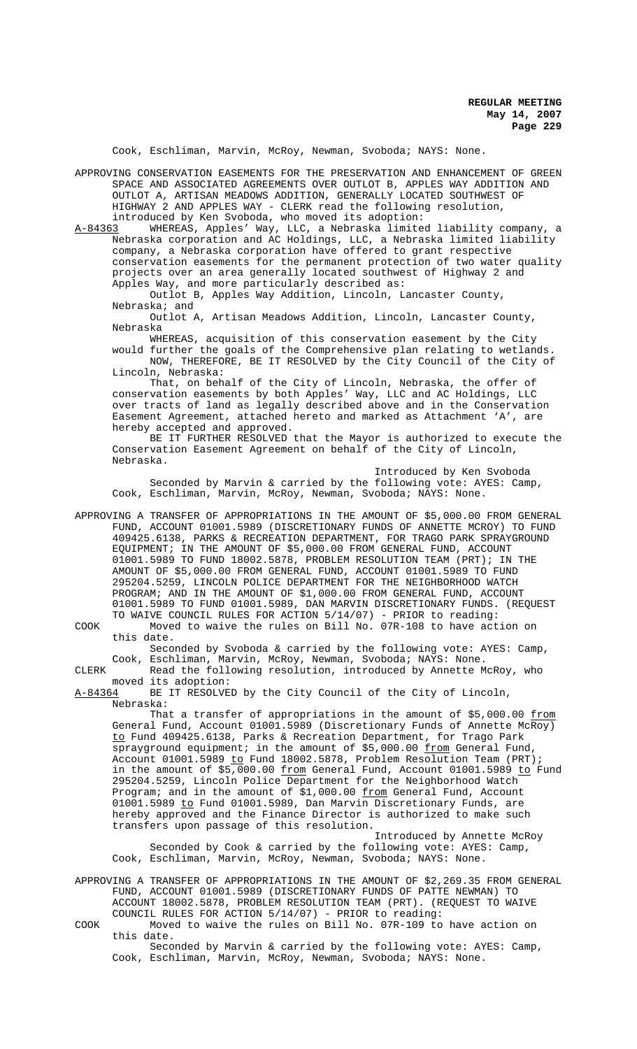Cook, Eschliman, Marvin, McRoy, Newman, Svoboda; NAYS: None.

APPROVING CONSERVATION EASEMENTS FOR THE PRESERVATION AND ENHANCEMENT OF GREEN SPACE AND ASSOCIATED AGREEMENTS OVER OUTLOT B, APPLES WAY ADDITION AND OUTLOT A, ARTISAN MEADOWS ADDITION, GENERALLY LOCATED SOUTHWEST OF HIGHWAY 2 AND APPLES WAY - CLERK read the following resolution, introduced by Ken Svoboda, who moved its adoption:

A-84363 WHEREAS, Apples' Way, LLC, a Nebraska limited liability company, a Nebraska corporation and AC Holdings, LLC, a Nebraska limited liability company, a Nebraska corporation have offered to grant respective conservation easements for the permanent protection of two water quality projects over an area generally located southwest of Highway 2 and Apples Way, and more particularly described as:

Outlot B, Apples Way Addition, Lincoln, Lancaster County, Nebraska; and

Outlot A, Artisan Meadows Addition, Lincoln, Lancaster County, Nebraska

WHEREAS, acquisition of this conservation easement by the City would further the goals of the Comprehensive plan relating to wetlands.

NOW, THEREFORE, BE IT RESOLVED by the City Council of the City of Lincoln, Nebraska:

That, on behalf of the City of Lincoln, Nebraska, the offer of conservation easements by both Apples' Way, LLC and AC Holdings, LLC over tracts of land as legally described above and in the Conservation Easement Agreement, attached hereto and marked as Attachment 'A', are hereby accepted and approved.

BE IT FURTHER RESOLVED that the Mayor is authorized to execute the Conservation Easement Agreement on behalf of the City of Lincoln, Nebraska.

Introduced by Ken Svoboda

Seconded by Marvin & carried by the following vote: AYES: Camp, Cook, Eschliman, Marvin, McRoy, Newman, Svoboda; NAYS: None.

APPROVING A TRANSFER OF APPROPRIATIONS IN THE AMOUNT OF $5,000.00 FROM GENERAL FUND, ACCOUNT 01001.5989 (DISCRETIONARY FUNDS OF ANNETTE MCROY) TO FUND 409425.6138, PARKS & RECREATION DEPARTMENT, FOR TRAGO PARK SPRAYGROUND EQUIPMENT; IN THE AMOUNT OF $5,000.00 FROM GENERAL FUND, ACCOUNT 01001.5989 TO FUND 18002.5878, PROBLEM RESOLUTION TEAM (PRT); IN THE AMOUNT OF $5,000.00 FROM GENERAL FUND, ACCOUNT 01001.5989 TO FUND 295204.5259, LINCOLN POLICE DEPARTMENT FOR THE NEIGHBORHOOD WATCH PROGRAM; AND IN THE AMOUNT OF $1,000.00 FROM GENERAL FUND, ACCOUNT 01001.5989 TO FUND 01001.5989, DAN MARVIN DISCRETIONARY FUNDS. (REQUEST TO WAIVE COUNCIL RULES FOR ACTION 5/14/07) - PRIOR to reading:

COOK Moved to waive the rules on Bill No. 07R-108 to have action on this date.

Seconded by Svoboda & carried by the following vote: AYES: Camp, Cook, Eschliman, Marvin, McRoy, Newman, Svoboda; NAYS: None.

CLERK Read the following resolution, introduced by Annette McRoy, who moved its adoption:

A-84364 BE IT RESOLVED by the City Council of the City of Lincoln, Nebraska:

That a transfer of appropriations in the amount of $5,000.00 from General Fund, Account 01001.5989 (Discretionary Funds of Annette McRoy) to Fund 409425.6138, Parks & Recreation Department, for Trago Park sprayground equipment; in the amount of $5,000.00 from General Fund, Account 01001.5989 to Fund 18002.5878, Problem Resolution Team (PRT); in the amount of $5,000.00 from General Fund, Account 01001.5989 to Fund 295204.5259, Lincoln Police Department for the Neighborhood Watch Program; and in the amount of $1,000.00 from General Fund, Account 01001.5989 to Fund 01001.5989, Dan Marvin Discretionary Funds, are hereby approved and the Finance Director is authorized to make such transfers upon passage of this resolution.

Introduced by Annette McRoy

Seconded by Cook & carried by the following vote: AYES: Camp, Cook, Eschliman, Marvin, McRoy, Newman, Svoboda; NAYS: None.

APPROVING A TRANSFER OF APPROPRIATIONS IN THE AMOUNT OF $2,269.35 FROM GENERAL FUND, ACCOUNT 01001.5989 (DISCRETIONARY FUNDS OF PATTE NEWMAN) TO ACCOUNT 18002.5878, PROBLEM RESOLUTION TEAM (PRT). (REQUEST TO WAIVE COUNCIL RULES FOR ACTION 5/14/07) - PRIOR to reading:

COOK Moved to waive the rules on Bill No. 07R-109 to have action on this date.

Seconded by Marvin & carried by the following vote: AYES: Camp, Cook, Eschliman, Marvin, McRoy, Newman, Svoboda; NAYS: None.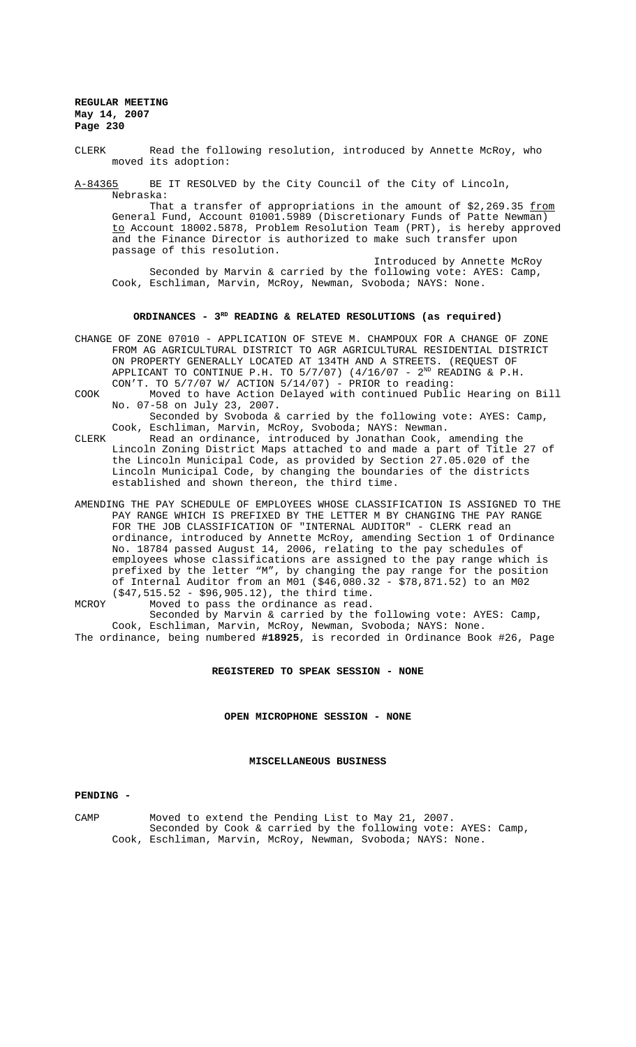CLERK Read the following resolution, introduced by Annette McRoy, who moved its adoption:

A-84365 BE IT RESOLVED by the City Council of the City of Lincoln, Nebraska:

That a transfer of appropriations in the amount of $2,269.35 from General Fund, Account 01001.5989 (Discretionary Funds of Patte Newman) to Account 18002.5878, Problem Resolution Team (PRT), is hereby approved and the Finance Director is authorized to make such transfer upon passage of this resolution.

Introduced by Annette McRoy

Seconded by Marvin & carried by the following vote: AYES: Camp, Cook, Eschliman, Marvin, McRoy, Newman, Svoboda; NAYS: None.

## ORDINANCES - 3RD READING & RELATED RESOLUTIONS (as required)

CHANGE OF ZONE 07010 - APPLICATION OF STEVE M. CHAMPOUX FOR A CHANGE OF ZONE FROM AG AGRICULTURAL DISTRICT TO AGR AGRICULTURAL RESIDENTIAL DISTRICT ON PROPERTY GENERALLY LOCATED AT 134TH AND A STREETS. (REQUEST OF APPLICANT TO CONTINUE P.H. TO 5/7/07) (4/16/07 - 2ND READING & P.H. CON'T. TO 5/7/07 W/ ACTION 5/14/07) - PRIOR to reading:

COOK Moved to have Action Delayed with continued Public Hearing on Bill No. 07-58 on July 23, 2007.

Seconded by Svoboda & carried by the following vote: AYES: Camp, Cook, Eschliman, Marvin, McRoy, Svoboda; NAYS: Newman.

CLERK Read an ordinance, introduced by Jonathan Cook, amending the Lincoln Zoning District Maps attached to and made a part of Title 27 of the Lincoln Municipal Code, as provided by Section 27.05.020 of the Lincoln Municipal Code, by changing the boundaries of the districts established and shown thereon, the third time.

AMENDING THE PAY SCHEDULE OF EMPLOYEES WHOSE CLASSIFICATION IS ASSIGNED TO THE PAY RANGE WHICH IS PREFIXED BY THE LETTER M BY CHANGING THE PAY RANGE FOR THE JOB CLASSIFICATION OF "INTERNAL AUDITOR" - CLERK read an ordinance, introduced by Annette McRoy, amending Section 1 of Ordinance No. 18784 passed August 14, 2006, relating to the pay schedules of employees whose classifications are assigned to the pay range which is prefixed by the letter "M", by changing the pay range for the position of Internal Auditor from an M01 ($46,080.32 - $78,871.52) to an M02 ($47,515.52 - $96,905.12), the third time.

MCROY Moved to pass the ordinance as read.

Seconded by Marvin & carried by the following vote: AYES: Camp, Cook, Eschliman, Marvin, McRoy, Newman, Svoboda; NAYS: None.

The ordinance, being numbered **#18925**, is recorded in Ordinance Book #26, Page

## REGISTERED TO SPEAK SESSION - NONE

## OPEN MICROPHONE SESSION - NONE

## MISCELLANEOUS BUSINESS

**PENDING -**

CAMP Moved to extend the Pending List to May 21, 2007.

Seconded by Cook & carried by the following vote: AYES: Camp, Cook, Eschliman, Marvin, McRoy, Newman, Svoboda; NAYS: None.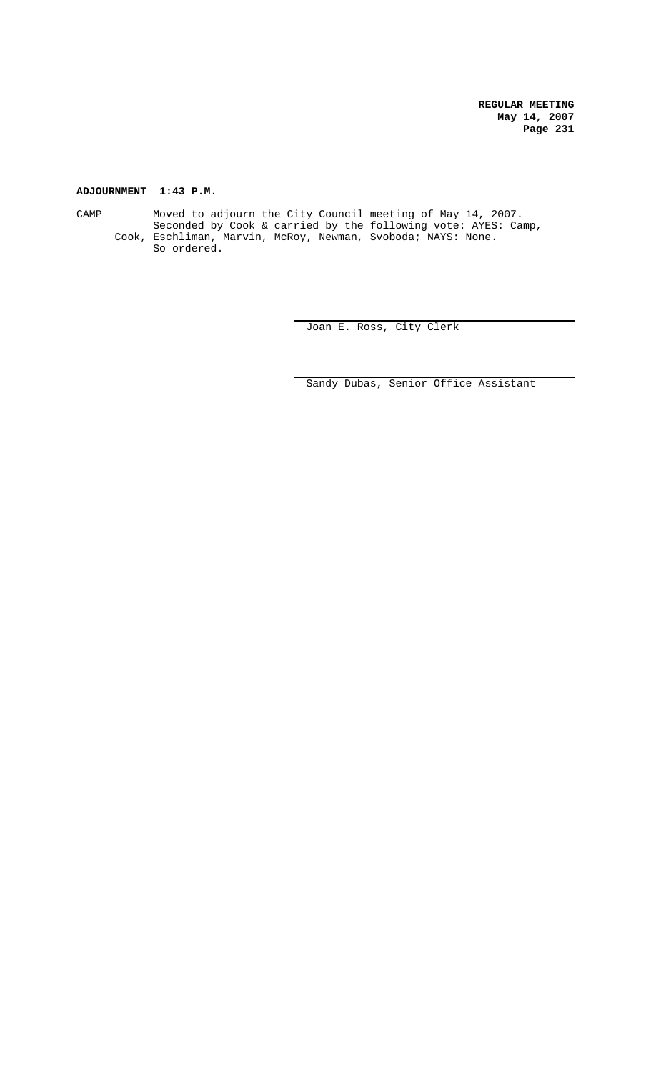**ADJOURNMENT 1:43 P.M.**

CAMP Moved to adjourn the City Council meeting of May 14, 2007. Seconded by Cook & carried by the following vote: AYES: Camp, Cook, Eschliman, Marvin, McRoy, Newman, Svoboda; NAYS: None. So ordered.

Joan E. Ross, City Clerk

Sandy Dubas, Senior Office Assistant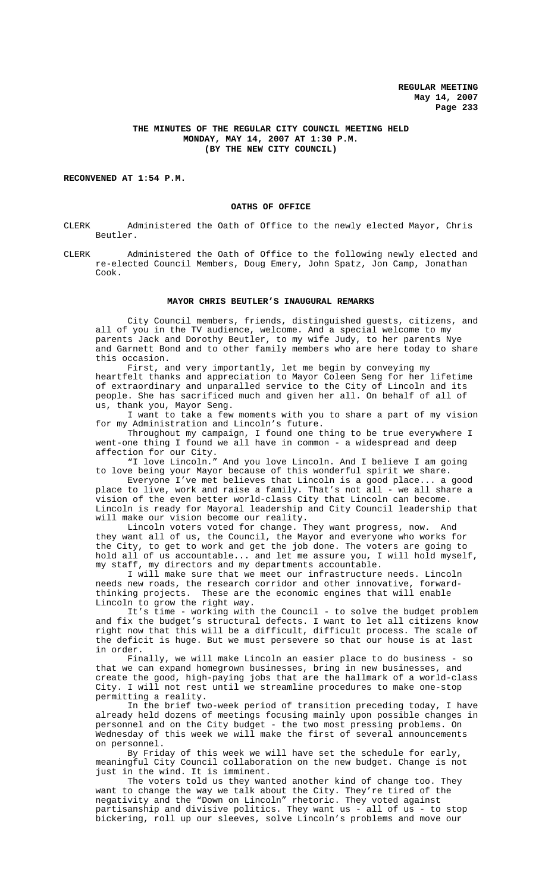**THE MINUTES OF THE REGULAR CITY COUNCIL MEETING HELD MONDAY, MAY 14, 2007 AT 1:30 P.M. (BY THE NEW CITY COUNCIL)**

**RECONVENED AT 1:54 P.M.**

**OATHS OF OFFICE**

CLERK Administered the Oath of Office to the newly elected Mayor, Chris Beutler.

CLERK Administered the Oath of Office to the following newly elected and re-elected Council Members, Doug Emery, John Spatz, Jon Camp, Jonathan Cook.

**MAYOR CHRIS BEUTLER'S INAUGURAL REMARKS**

City Council members, friends, distinguished guests, citizens, and all of you in the TV audience, welcome. And a special welcome to my parents Jack and Dorothy Beutler, to my wife Judy, to her parents Nye and Garnett Bond and to other family members who are here today to share this occasion.

First, and very importantly, let me begin by conveying my heartfelt thanks and appreciation to Mayor Coleen Seng for her lifetime of extraordinary and unparalled service to the City of Lincoln and its people. She has sacrificed much and given her all. On behalf of all of us, thank you, Mayor Seng.

I want to take a few moments with you to share a part of my vision for my Administration and Lincoln's future.

Throughout my campaign, I found one thing to be true everywhere I went-one thing I found we all have in common - a widespread and deep affection for our City.

"I love Lincoln." And you love Lincoln. And I believe I am going to love being your Mayor because of this wonderful spirit we share.

Everyone I've met believes that Lincoln is a good place... a good place to live, work and raise a family. That's not all - we all share a vision of the even better world-class City that Lincoln can become. Lincoln is ready for Mayoral leadership and City Council leadership that will make our vision become our reality.

Lincoln voters voted for change. They want progress, now. And they want all of us, the Council, the Mayor and everyone who works for the City, to get to work and get the job done. The voters are going to hold all of us accountable... and let me assure you, I will hold myself, my staff, my directors and my departments accountable.

I will make sure that we meet our infrastructure needs. Lincoln needs new roads, the research corridor and other innovative, forward-thinking projects. These are the economic engines that will enable Lincoln to grow the right way.

It's time - working with the Council - to solve the budget problem and fix the budget's structural defects. I want to let all citizens know right now that this will be a difficult, difficult process. The scale of the deficit is huge. But we must persevere so that our house is at last in order.

Finally, we will make Lincoln an easier place to do business - so that we can expand homegrown businesses, bring in new businesses, and create the good, high-paying jobs that are the hallmark of a world-class City. I will not rest until we streamline procedures to make one-stop permitting a reality.

In the brief two-week period of transition preceding today, I have already held dozens of meetings focusing mainly upon possible changes in personnel and on the City budget - the two most pressing problems. On Wednesday of this week we will make the first of several announcements on personnel.

By Friday of this week we will have set the schedule for early, meaningful City Council collaboration on the new budget. Change is not just in the wind. It is imminent.

The voters told us they wanted another kind of change too. They want to change the way we talk about the City. They're tired of the negativity and the "Down on Lincoln" rhetoric. They voted against partisanship and divisive politics. They want us - all of us - to stop bickering, roll up our sleeves, solve Lincoln's problems and move our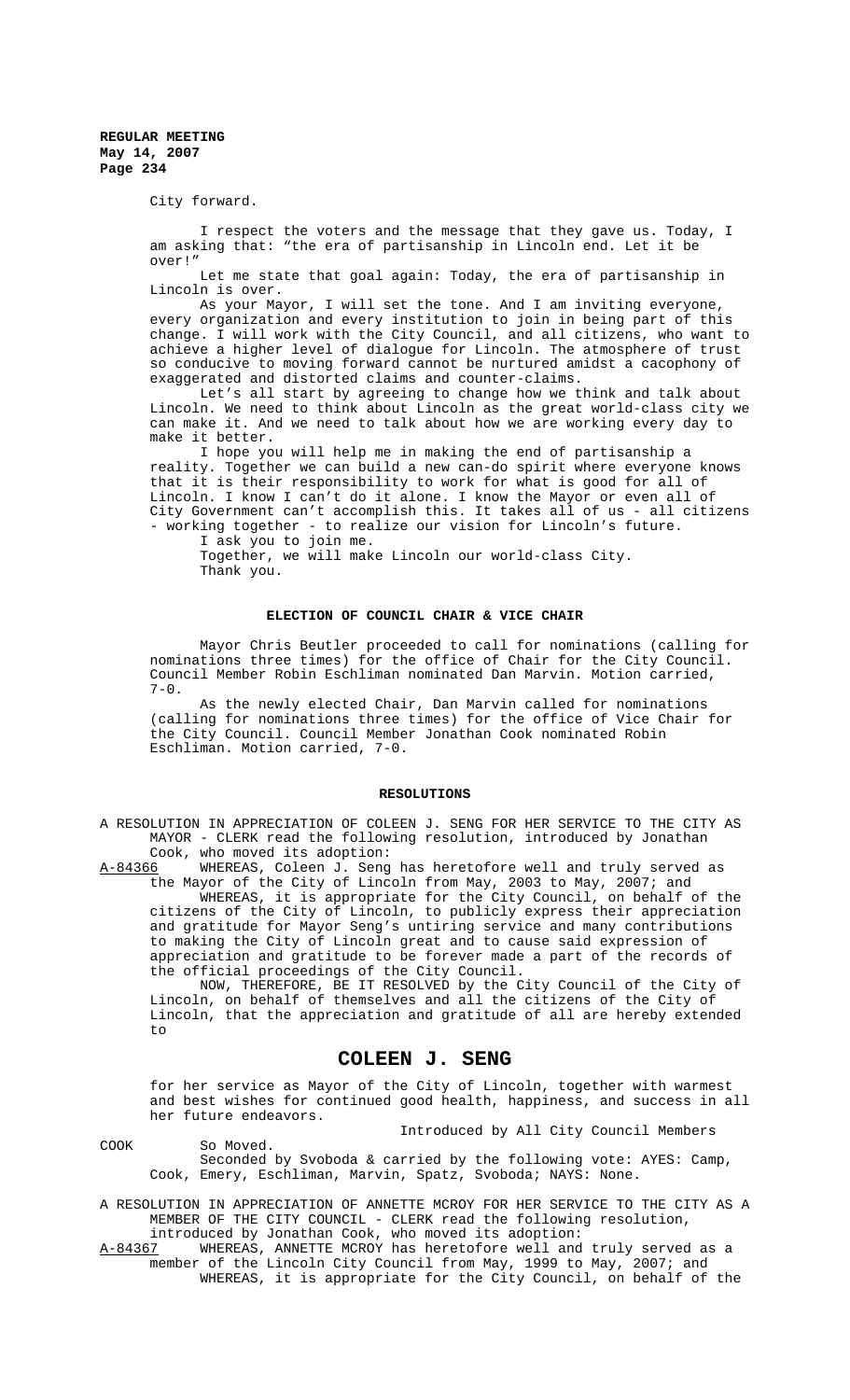City forward.

I respect the voters and the message that they gave us. Today, I am asking that: "the era of partisanship in Lincoln end. Let it be over!"

Let me state that goal again: Today, the era of partisanship in Lincoln is over.

As your Mayor, I will set the tone. And I am inviting everyone, every organization and every institution to join in being part of this change. I will work with the City Council, and all citizens, who want to achieve a higher level of dialogue for Lincoln. The atmosphere of trust so conducive to moving forward cannot be nurtured amidst a cacophony of exaggerated and distorted claims and counter-claims.

Let's all start by agreeing to change how we think and talk about Lincoln. We need to think about Lincoln as the great world-class city we can make it. And we need to talk about how we are working every day to make it better.

I hope you will help me in making the end of partisanship a reality. Together we can build a new can-do spirit where everyone knows that it is their responsibility to work for what is good for all of Lincoln. I know I can't do it alone. I know the Mayor or even all of City Government can't accomplish this. It takes all of us - all citizens - working together - to realize our vision for Lincoln's future.

I ask you to join me.

Together, we will make Lincoln our world-class City.

Thank you.

## ELECTION OF COUNCIL CHAIR & VICE CHAIR

Mayor Chris Beutler proceeded to call for nominations (calling for nominations three times) for the office of Chair for the City Council. Council Member Robin Eschliman nominated Dan Marvin. Motion carried, 7-0.

As the newly elected Chair, Dan Marvin called for nominations (calling for nominations three times) for the office of Vice Chair for the City Council. Council Member Jonathan Cook nominated Robin Eschliman. Motion carried, 7-0.

## RESOLUTIONS

A RESOLUTION IN APPRECIATION OF COLEEN J. SENG FOR HER SERVICE TO THE CITY AS MAYOR - CLERK read the following resolution, introduced by Jonathan Cook, who moved its adoption:

A-84366 WHEREAS, Coleen J. Seng has heretofore well and truly served as the Mayor of the City of Lincoln from May, 2003 to May, 2007; and

WHEREAS, it is appropriate for the City Council, on behalf of the citizens of the City of Lincoln, to publicly express their appreciation and gratitude for Mayor Seng's untiring service and many contributions to making the City of Lincoln great and to cause said expression of appreciation and gratitude to be forever made a part of the records of the official proceedings of the City Council.

NOW, THEREFORE, BE IT RESOLVED by the City Council of the City of Lincoln, on behalf of themselves and all the citizens of the City of Lincoln, that the appreciation and gratitude of all are hereby extended to

# COLEEN J. SENG

for her service as Mayor of the City of Lincoln, together with warmest and best wishes for continued good health, happiness, and success in all her future endeavors.

Introduced by All City Council Members

COOK So Moved.

Seconded by Svoboda & carried by the following vote: AYES: Camp, Cook, Emery, Eschliman, Marvin, Spatz, Svoboda; NAYS: None.

A RESOLUTION IN APPRECIATION OF ANNETTE MCROY FOR HER SERVICE TO THE CITY AS A MEMBER OF THE CITY COUNCIL - CLERK read the following resolution, introduced by Jonathan Cook, who moved its adoption:

A-84367 WHEREAS, ANNETTE MCROY has heretofore well and truly served as a member of the Lincoln City Council from May, 1999 to May, 2007; and

WHEREAS, it is appropriate for the City Council, on behalf of the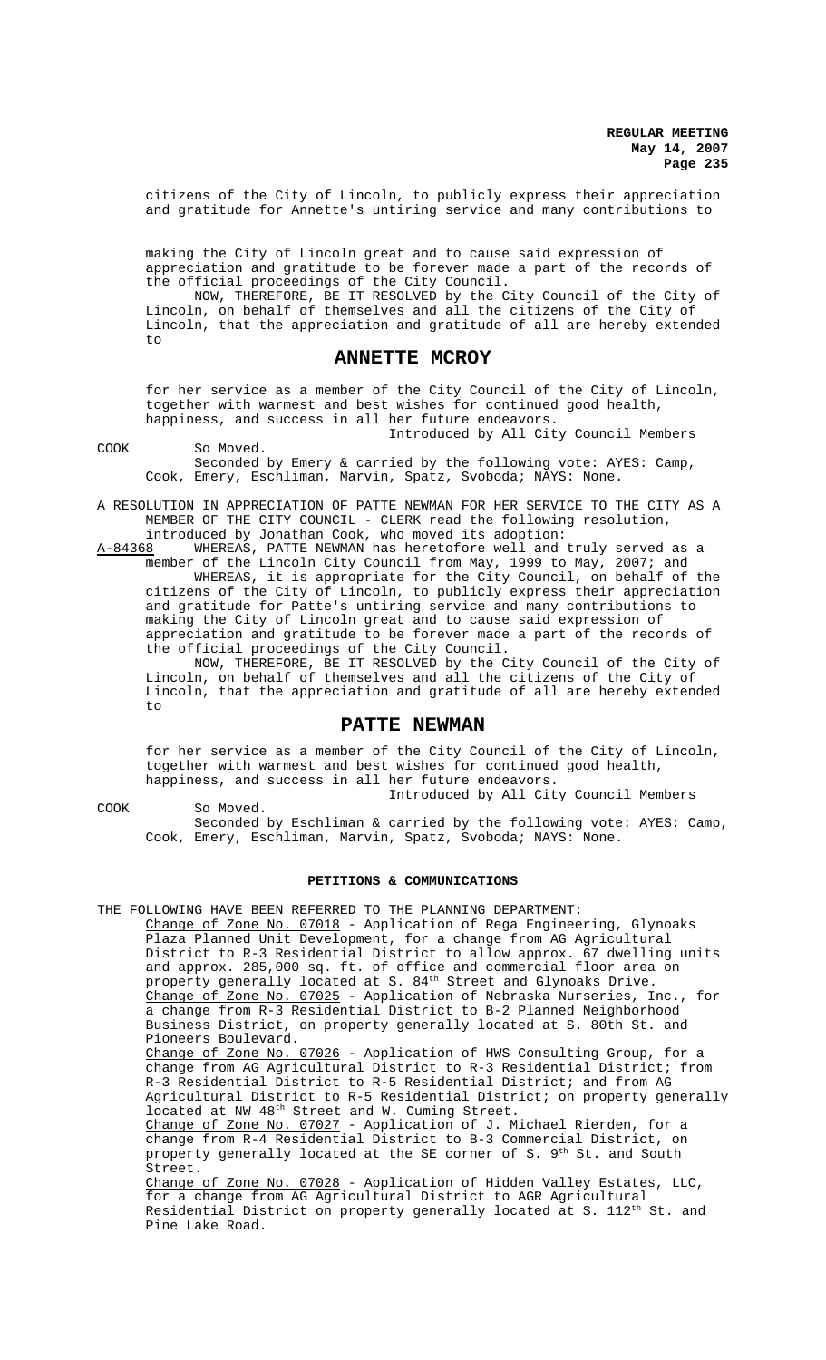citizens of the City of Lincoln, to publicly express their appreciation and gratitude for Annette's untiring service and many contributions to

making the City of Lincoln great and to cause said expression of appreciation and gratitude to be forever made a part of the records of the official proceedings of the City Council.

NOW, THEREFORE, BE IT RESOLVED by the City Council of the City of Lincoln, on behalf of themselves and all the citizens of the City of Lincoln, that the appreciation and gratitude of all are hereby extended to

## ANNETTE MCROY

for her service as a member of the City Council of the City of Lincoln, together with warmest and best wishes for continued good health, happiness, and success in all her future endeavors.

Introduced by All City Council Members

COOK So Moved.

Seconded by Emery & carried by the following vote: AYES: Camp, Cook, Emery, Eschliman, Marvin, Spatz, Svoboda; NAYS: None.

A RESOLUTION IN APPRECIATION OF PATTE NEWMAN FOR HER SERVICE TO THE CITY AS A MEMBER OF THE CITY COUNCIL - CLERK read the following resolution, introduced by Jonathan Cook, who moved its adoption:

A-84368 WHEREAS, PATTE NEWMAN has heretofore well and truly served as a member of the Lincoln City Council from May, 1999 to May, 2007; and

WHEREAS, it is appropriate for the City Council, on behalf of the citizens of the City of Lincoln, to publicly express their appreciation and gratitude for Patte's untiring service and many contributions to making the City of Lincoln great and to cause said expression of appreciation and gratitude to be forever made a part of the records of the official proceedings of the City Council.

NOW, THEREFORE, BE IT RESOLVED by the City Council of the City of Lincoln, on behalf of themselves and all the citizens of the City of Lincoln, that the appreciation and gratitude of all are hereby extended to

## PATTE NEWMAN

for her service as a member of the City Council of the City of Lincoln, together with warmest and best wishes for continued good health, happiness, and success in all her future endeavors.

Introduced by All City Council Members

COOK So Moved.

Seconded by Eschliman & carried by the following vote: AYES: Camp, Cook, Emery, Eschliman, Marvin, Spatz, Svoboda; NAYS: None.

## PETITIONS & COMMUNICATIONS

THE FOLLOWING HAVE BEEN REFERRED TO THE PLANNING DEPARTMENT:

Change of Zone No. 07018 - Application of Rega Engineering, Glynoaks Plaza Planned Unit Development, for a change from AG Agricultural District to R-3 Residential District to allow approx. 67 dwelling units and approx. 285,000 sq. ft. of office and commercial floor area on property generally located at S. 84th Street and Glynoaks Drive.

Change of Zone No. 07025 - Application of Nebraska Nurseries, Inc., for a change from R-3 Residential District to B-2 Planned Neighborhood Business District, on property generally located at S. 80th St. and Pioneers Boulevard.

Change of Zone No. 07026 - Application of HWS Consulting Group, for a change from AG Agricultural District to R-3 Residential District; from R-3 Residential District to R-5 Residential District; and from AG Agricultural District to R-5 Residential District; on property generally located at NW 48th Street and W. Cuming Street.

Change of Zone No. 07027 - Application of J. Michael Rierden, for a change from R-4 Residential District to B-3 Commercial District, on property generally located at the SE corner of S. 9th St. and South Street.

Change of Zone No. 07028 - Application of Hidden Valley Estates, LLC, for a change from AG Agricultural District to AGR Agricultural Residential District on property generally located at S. 112th St. and Pine Lake Road.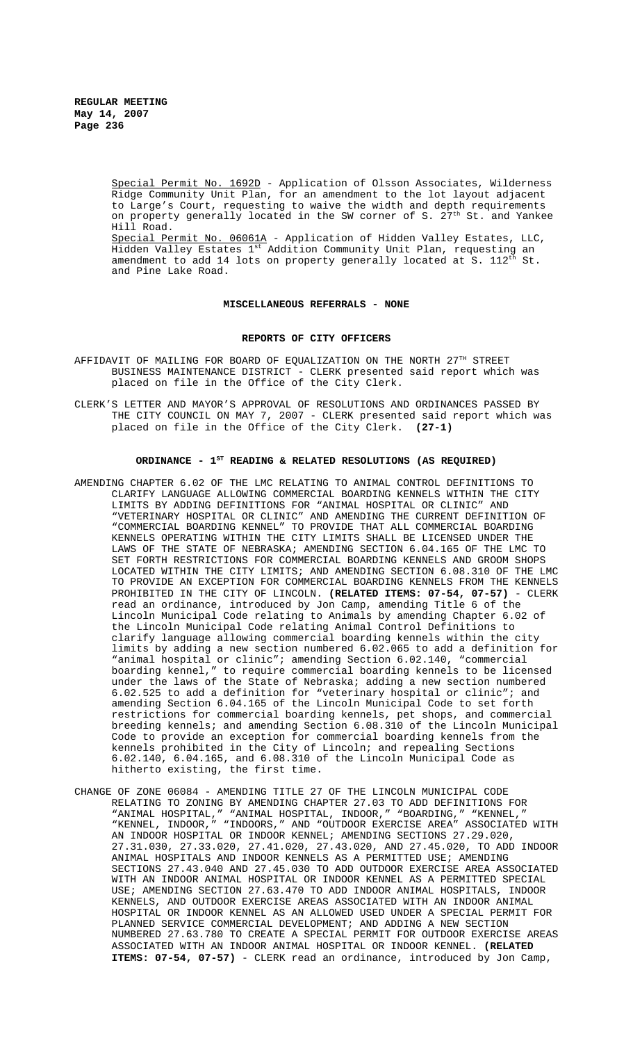Special Permit No. 1692D - Application of Olsson Associates, Wilderness Ridge Community Unit Plan, for an amendment to the lot layout adjacent to Large's Court, requesting to waive the width and depth requirements on property generally located in the SW corner of S. 27th St. and Yankee Hill Road.

Special Permit No. 06061A - Application of Hidden Valley Estates, LLC, Hidden Valley Estates 1st Addition Community Unit Plan, requesting an amendment to add 14 lots on property generally located at S. 112th St. and Pine Lake Road.

## MISCELLANEOUS REFERRALS - NONE

## REPORTS OF CITY OFFICERS

AFFIDAVIT OF MAILING FOR BOARD OF EQUALIZATION ON THE NORTH 27TH STREET BUSINESS MAINTENANCE DISTRICT - CLERK presented said report which was placed on file in the Office of the City Clerk.

CLERK'S LETTER AND MAYOR'S APPROVAL OF RESOLUTIONS AND ORDINANCES PASSED BY THE CITY COUNCIL ON MAY 7, 2007 - CLERK presented said report which was placed on file in the Office of the City Clerk. **(27-1)**

## ORDINANCE - 1ST READING & RELATED RESOLUTIONS (AS REQUIRED)

AMENDING CHAPTER 6.02 OF THE LMC RELATING TO ANIMAL CONTROL DEFINITIONS TO CLARIFY LANGUAGE ALLOWING COMMERCIAL BOARDING KENNELS WITHIN THE CITY LIMITS BY ADDING DEFINITIONS FOR "ANIMAL HOSPITAL OR CLINIC" AND "VETERINARY HOSPITAL OR CLINIC" AND AMENDING THE CURRENT DEFINITION OF "COMMERCIAL BOARDING KENNEL" TO PROVIDE THAT ALL COMMERCIAL BOARDING KENNELS OPERATING WITHIN THE CITY LIMITS SHALL BE LICENSED UNDER THE LAWS OF THE STATE OF NEBRASKA; AMENDING SECTION 6.04.165 OF THE LMC TO SET FORTH RESTRICTIONS FOR COMMERCIAL BOARDING KENNELS AND GROOM SHOPS LOCATED WITHIN THE CITY LIMITS; AND AMENDING SECTION 6.08.310 OF THE LMC TO PROVIDE AN EXCEPTION FOR COMMERCIAL BOARDING KENNELS FROM THE KENNELS PROHIBITED IN THE CITY OF LINCOLN. **(RELATED ITEMS: 07-54, 07-57)** - CLERK read an ordinance, introduced by Jon Camp, amending Title 6 of the Lincoln Municipal Code relating to Animals by amending Chapter 6.02 of the Lincoln Municipal Code relating Animal Control Definitions to clarify language allowing commercial boarding kennels within the city limits by adding a new section numbered 6.02.065 to add a definition for "animal hospital or clinic"; amending Section 6.02.140, "commercial boarding kennel," to require commercial boarding kennels to be licensed under the laws of the State of Nebraska; adding a new section numbered 6.02.525 to add a definition for "veterinary hospital or clinic"; and amending Section 6.04.165 of the Lincoln Municipal Code to set forth restrictions for commercial boarding kennels, pet shops, and commercial breeding kennels; and amending Section 6.08.310 of the Lincoln Municipal Code to provide an exception for commercial boarding kennels from the kennels prohibited in the City of Lincoln; and repealing Sections 6.02.140, 6.04.165, and 6.08.310 of the Lincoln Municipal Code as hitherto existing, the first time.

CHANGE OF ZONE 06084 - AMENDING TITLE 27 OF THE LINCOLN MUNICIPAL CODE RELATING TO ZONING BY AMENDING CHAPTER 27.03 TO ADD DEFINITIONS FOR "ANIMAL HOSPITAL," "ANIMAL HOSPITAL, INDOOR," "BOARDING," "KENNEL," "KENNEL, INDOOR," "INDOORS," AND "OUTDOOR EXERCISE AREA" ASSOCIATED WITH AN INDOOR HOSPITAL OR INDOOR KENNEL; AMENDING SECTIONS 27.29.020, 27.31.030, 27.33.020, 27.41.020, 27.43.020, AND 27.45.020, TO ADD INDOOR ANIMAL HOSPITALS AND INDOOR KENNELS AS A PERMITTED USE; AMENDING SECTIONS 27.43.040 AND 27.45.030 TO ADD OUTDOOR EXERCISE AREA ASSOCIATED WITH AN INDOOR ANIMAL HOSPITAL OR INDOOR KENNEL AS A PERMITTED SPECIAL USE; AMENDING SECTION 27.63.470 TO ADD INDOOR ANIMAL HOSPITALS, INDOOR KENNELS, AND OUTDOOR EXERCISE AREAS ASSOCIATED WITH AN INDOOR ANIMAL HOSPITAL OR INDOOR KENNEL AS AN ALLOWED USED UNDER A SPECIAL PERMIT FOR PLANNED SERVICE COMMERCIAL DEVELOPMENT; AND ADDING A NEW SECTION NUMBERED 27.63.780 TO CREATE A SPECIAL PERMIT FOR OUTDOOR EXERCISE AREAS ASSOCIATED WITH AN INDOOR ANIMAL HOSPITAL OR INDOOR KENNEL. **(RELATED ITEMS: 07-54, 07-57)** - CLERK read an ordinance, introduced by Jon Camp,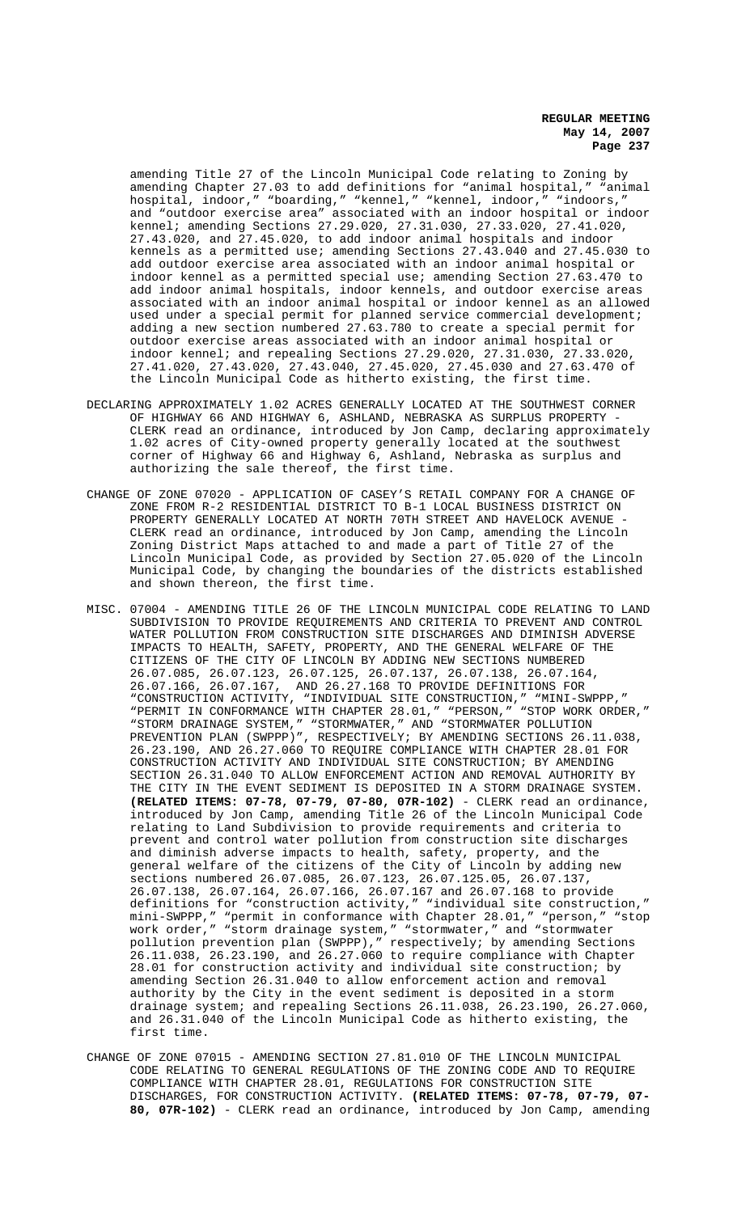amending Title 27 of the Lincoln Municipal Code relating to Zoning by amending Chapter 27.03 to add definitions for "animal hospital," "animal hospital, indoor," "boarding," "kennel," "kennel, indoor," "indoors," and "outdoor exercise area" associated with an indoor hospital or indoor kennel; amending Sections 27.29.020, 27.31.030, 27.33.020, 27.41.020, 27.43.020, and 27.45.020, to add indoor animal hospitals and indoor kennels as a permitted use; amending Sections 27.43.040 and 27.45.030 to add outdoor exercise area associated with an indoor animal hospital or indoor kennel as a permitted special use; amending Section 27.63.470 to add indoor animal hospitals, indoor kennels, and outdoor exercise areas associated with an indoor animal hospital or indoor kennel as an allowed used under a special permit for planned service commercial development; adding a new section numbered 27.63.780 to create a special permit for outdoor exercise areas associated with an indoor animal hospital or indoor kennel; and repealing Sections 27.29.020, 27.31.030, 27.33.020, 27.41.020, 27.43.020, 27.43.040, 27.45.020, 27.45.030 and 27.63.470 of the Lincoln Municipal Code as hitherto existing, the first time.

DECLARING APPROXIMATELY 1.02 ACRES GENERALLY LOCATED AT THE SOUTHWEST CORNER OF HIGHWAY 66 AND HIGHWAY 6, ASHLAND, NEBRASKA AS SURPLUS PROPERTY - CLERK read an ordinance, introduced by Jon Camp, declaring approximately 1.02 acres of City-owned property generally located at the southwest corner of Highway 66 and Highway 6, Ashland, Nebraska as surplus and authorizing the sale thereof, the first time.

CHANGE OF ZONE 07020 - APPLICATION OF CASEY'S RETAIL COMPANY FOR A CHANGE OF ZONE FROM R-2 RESIDENTIAL DISTRICT TO B-1 LOCAL BUSINESS DISTRICT ON PROPERTY GENERALLY LOCATED AT NORTH 70TH STREET AND HAVELOCK AVENUE - CLERK read an ordinance, introduced by Jon Camp, amending the Lincoln Zoning District Maps attached to and made a part of Title 27 of the Lincoln Municipal Code, as provided by Section 27.05.020 of the Lincoln Municipal Code, by changing the boundaries of the districts established and shown thereon, the first time.

MISC. 07004 - AMENDING TITLE 26 OF THE LINCOLN MUNICIPAL CODE RELATING TO LAND SUBDIVISION TO PROVIDE REQUIREMENTS AND CRITERIA TO PREVENT AND CONTROL WATER POLLUTION FROM CONSTRUCTION SITE DISCHARGES AND DIMINISH ADVERSE IMPACTS TO HEALTH, SAFETY, PROPERTY, AND THE GENERAL WELFARE OF THE CITIZENS OF THE CITY OF LINCOLN BY ADDING NEW SECTIONS NUMBERED 26.07.085, 26.07.123, 26.07.125, 26.07.137, 26.07.138, 26.07.164, 26.07.166, 26.07.167, AND 26.27.168 TO PROVIDE DEFINITIONS FOR "CONSTRUCTION ACTIVITY, "INDIVIDUAL SITE CONSTRUCTION," "MINI-SWPPP," "PERMIT IN CONFORMANCE WITH CHAPTER 28.01," "PERSON," "STOP WORK ORDER," "STORM DRAINAGE SYSTEM," "STORMWATER," AND "STORMWATER POLLUTION PREVENTION PLAN (SWPPP)", RESPECTIVELY; BY AMENDING SECTIONS 26.11.038, 26.23.190, AND 26.27.060 TO REQUIRE COMPLIANCE WITH CHAPTER 28.01 FOR CONSTRUCTION ACTIVITY AND INDIVIDUAL SITE CONSTRUCTION; BY AMENDING SECTION 26.31.040 TO ALLOW ENFORCEMENT ACTION AND REMOVAL AUTHORITY BY THE CITY IN THE EVENT SEDIMENT IS DEPOSITED IN A STORM DRAINAGE SYSTEM. **(RELATED ITEMS: 07-78, 07-79, 07-80, 07R-102)** - CLERK read an ordinance, introduced by Jon Camp, amending Title 26 of the Lincoln Municipal Code relating to Land Subdivision to provide requirements and criteria to prevent and control water pollution from construction site discharges and diminish adverse impacts to health, safety, property, and the general welfare of the citizens of the City of Lincoln by adding new sections numbered 26.07.085, 26.07.123, 26.07.125.05, 26.07.137, 26.07.138, 26.07.164, 26.07.166, 26.07.167 and 26.07.168 to provide definitions for "construction activity," "individual site construction," mini-SWPPP," "permit in conformance with Chapter 28.01," "person," "stop work order," "storm drainage system," "stormwater," and "stormwater pollution prevention plan (SWPPP)," respectively; by amending Sections 26.11.038, 26.23.190, and 26.27.060 to require compliance with Chapter 28.01 for construction activity and individual site construction; by amending Section 26.31.040 to allow enforcement action and removal authority by the City in the event sediment is deposited in a storm drainage system; and repealing Sections 26.11.038, 26.23.190, 26.27.060, and 26.31.040 of the Lincoln Municipal Code as hitherto existing, the first time.

CHANGE OF ZONE 07015 - AMENDING SECTION 27.81.010 OF THE LINCOLN MUNICIPAL CODE RELATING TO GENERAL REGULATIONS OF THE ZONING CODE AND TO REQUIRE COMPLIANCE WITH CHAPTER 28.01, REGULATIONS FOR CONSTRUCTION SITE DISCHARGES, FOR CONSTRUCTION ACTIVITY. **(RELATED ITEMS: 07-78, 07-79, 07-80, 07R-102)** - CLERK read an ordinance, introduced by Jon Camp, amending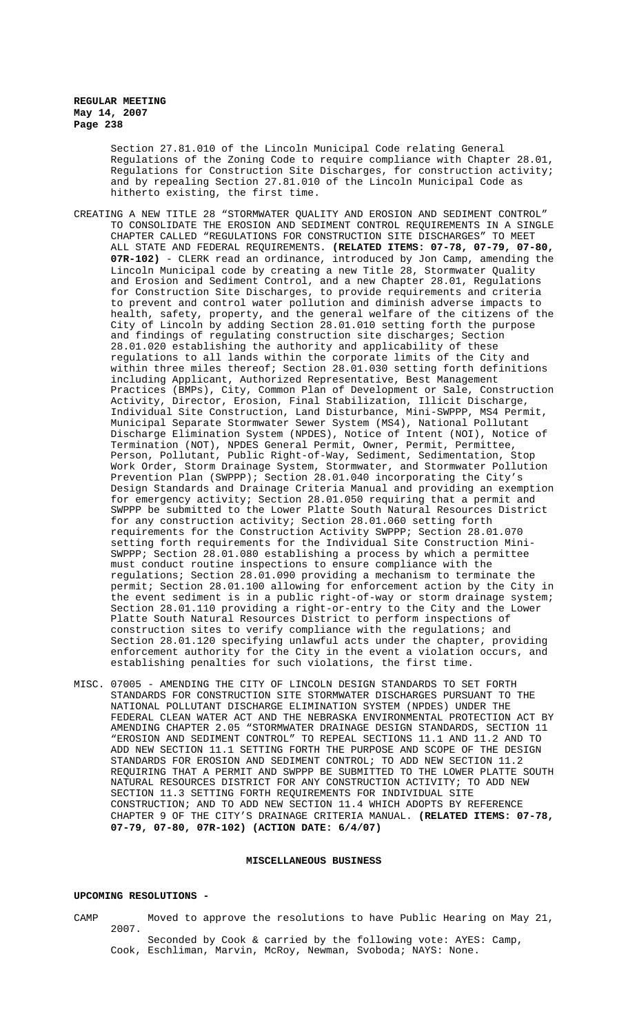Section 27.81.010 of the Lincoln Municipal Code relating General Regulations of the Zoning Code to require compliance with Chapter 28.01, Regulations for Construction Site Discharges, for construction activity; and by repealing Section 27.81.010 of the Lincoln Municipal Code as hitherto existing, the first time.

CREATING A NEW TITLE 28 "STORMWATER QUALITY AND EROSION AND SEDIMENT CONTROL" TO CONSOLIDATE THE EROSION AND SEDIMENT CONTROL REQUIREMENTS IN A SINGLE CHAPTER CALLED "REGULATIONS FOR CONSTRUCTION SITE DISCHARGES" TO MEET ALL STATE AND FEDERAL REQUIREMENTS. **(RELATED ITEMS: 07-78, 07-79, 07-80, 07R-102)** - CLERK read an ordinance, introduced by Jon Camp, amending the Lincoln Municipal code by creating a new Title 28, Stormwater Quality and Erosion and Sediment Control, and a new Chapter 28.01, Regulations for Construction Site Discharges, to provide requirements and criteria to prevent and control water pollution and diminish adverse impacts to health, safety, property, and the general welfare of the citizens of the City of Lincoln by adding Section 28.01.010 setting forth the purpose and findings of regulating construction site discharges; Section 28.01.020 establishing the authority and applicability of these regulations to all lands within the corporate limits of the City and within three miles thereof; Section 28.01.030 setting forth definitions including Applicant, Authorized Representative, Best Management Practices (BMPs), City, Common Plan of Development or Sale, Construction Activity, Director, Erosion, Final Stabilization, Illicit Discharge, Individual Site Construction, Land Disturbance, Mini-SWPPP, MS4 Permit, Municipal Separate Stormwater Sewer System (MS4), National Pollutant Discharge Elimination System (NPDES), Notice of Intent (NOI), Notice of Termination (NOT), NPDES General Permit, Owner, Permit, Permittee, Person, Pollutant, Public Right-of-Way, Sediment, Sedimentation, Stop Work Order, Storm Drainage System, Stormwater, and Stormwater Pollution Prevention Plan (SWPPP); Section 28.01.040 incorporating the City's Design Standards and Drainage Criteria Manual and providing an exemption for emergency activity; Section 28.01.050 requiring that a permit and SWPPP be submitted to the Lower Platte South Natural Resources District for any construction activity; Section 28.01.060 setting forth requirements for the Construction Activity SWPPP; Section 28.01.070 setting forth requirements for the Individual Site Construction Mini-SWPPP; Section 28.01.080 establishing a process by which a permittee must conduct routine inspections to ensure compliance with the regulations; Section 28.01.090 providing a mechanism to terminate the permit; Section 28.01.100 allowing for enforcement action by the City in the event sediment is in a public right-of-way or storm drainage system; Section 28.01.110 providing a right-or-entry to the City and the Lower Platte South Natural Resources District to perform inspections of construction sites to verify compliance with the regulations; and Section 28.01.120 specifying unlawful acts under the chapter, providing enforcement authority for the City in the event a violation occurs, and establishing penalties for such violations, the first time.

MISC. 07005 - AMENDING THE CITY OF LINCOLN DESIGN STANDARDS TO SET FORTH STANDARDS FOR CONSTRUCTION SITE STORMWATER DISCHARGES PURSUANT TO THE NATIONAL POLLUTANT DISCHARGE ELIMINATION SYSTEM (NPDES) UNDER THE FEDERAL CLEAN WATER ACT AND THE NEBRASKA ENVIRONMENTAL PROTECTION ACT BY AMENDING CHAPTER 2.05 "STORMWATER DRAINAGE DESIGN STANDARDS, SECTION 11 "EROSION AND SEDIMENT CONTROL" TO REPEAL SECTIONS 11.1 AND 11.2 AND TO ADD NEW SECTION 11.1 SETTING FORTH THE PURPOSE AND SCOPE OF THE DESIGN STANDARDS FOR EROSION AND SEDIMENT CONTROL; TO ADD NEW SECTION 11.2 REQUIRING THAT A PERMIT AND SWPPP BE SUBMITTED TO THE LOWER PLATTE SOUTH NATURAL RESOURCES DISTRICT FOR ANY CONSTRUCTION ACTIVITY; TO ADD NEW SECTION 11.3 SETTING FORTH REQUIREMENTS FOR INDIVIDUAL SITE CONSTRUCTION; AND TO ADD NEW SECTION 11.4 WHICH ADOPTS BY REFERENCE CHAPTER 9 OF THE CITY'S DRAINAGE CRITERIA MANUAL. **(RELATED ITEMS: 07-78, 07-79, 07-80, 07R-102) (ACTION DATE: 6/4/07)**

## MISCELLANEOUS BUSINESS

**UPCOMING RESOLUTIONS -**

CAMP Moved to approve the resolutions to have Public Hearing on May 21, 2007.

Seconded by Cook & carried by the following vote: AYES: Camp, Cook, Eschliman, Marvin, McRoy, Newman, Svoboda; NAYS: None.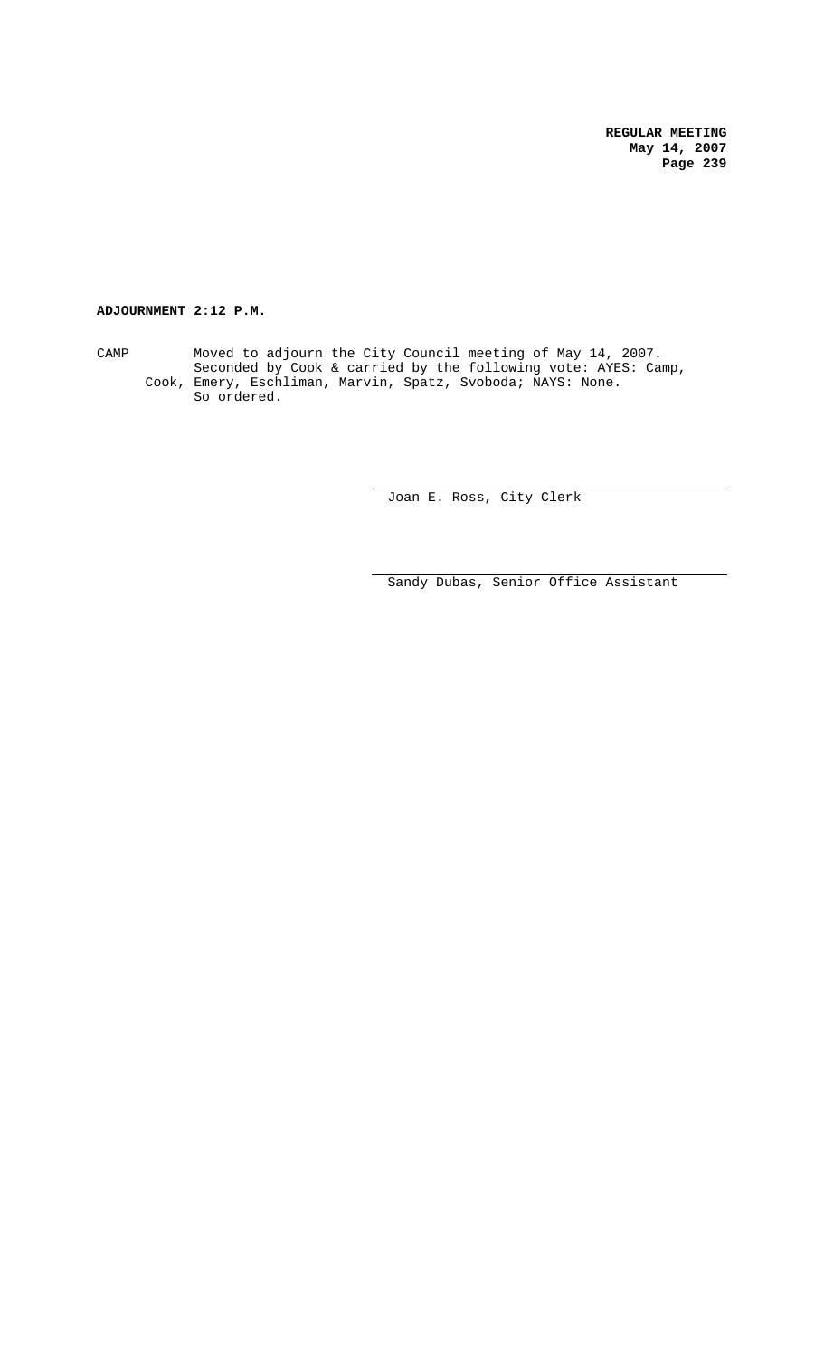**ADJOURNMENT 2:12 P.M.**

CAMP Moved to adjourn the City Council meeting of May 14, 2007. Seconded by Cook & carried by the following vote: AYES: Camp, Cook, Emery, Eschliman, Marvin, Spatz, Svoboda; NAYS: None. So ordered.

Joan E. Ross, City Clerk

Sandy Dubas, Senior Office Assistant